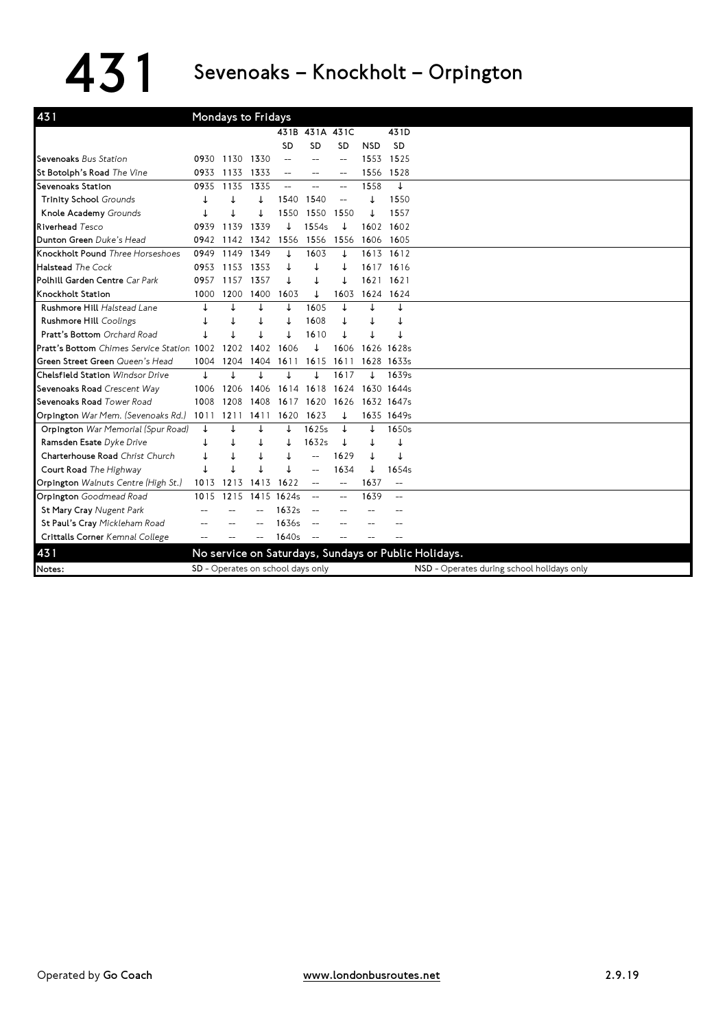# 431 Sevenoaks – Knockholt – Orpington

| 431 | Mondays to Fridays | | | | | | | |
|---|---|---|---|---|---|---|---|---|
| | | | | 431B | 431A | 431C | | 431D |
| | | | | SD | SD | SD | NSD | SD |
| **Sevenoaks** *Bus Station* | 0930 | 1130 | 1330 | -- | -- | -- | 1553 | 1525 |
| **St Botolph's Road** *The Vine* | 0933 | 1133 | 1333 | -- | -- | -- | 1556 | 1528 |
| **Sevenoaks Station** | 0935 | 1135 | 1335 | -- | -- | -- | 1558 | ↓ |
| **Trinity School** *Grounds* | ↓ | ↓ | ↓ | 1540 | 1540 | -- | ↓ | 1550 |
| **Knole Academy** *Grounds* | ↓ | ↓ | ↓ | 1550 | 1550 | 1550 | ↓ | 1557 |
| **Riverhead** *Tesco* | 0939 | 1139 | 1339 | ↓ | 1554s | ↓ | 1602 | 1602 |
| **Dunton Green** *Duke's Head* | 0942 | 1142 | 1342 | 1556 | 1556 | 1556 | 1606 | 1605 |
| **Knockholt Pound** *Three Horseshoes* | 0949 | 1149 | 1349 | ↓ | 1603 | ↓ | 1613 | 1612 |
| **Halstead** *The Cock* | 0953 | 1153 | 1353 | ↓ | ↓ | ↓ | 1617 | 1616 |
| **Polhill Garden Centre** *Car Park* | 0957 | 1157 | 1357 | ↓ | ↓ | ↓ | 1621 | 1621 |
| **Knockholt Station** | 1000 | 1200 | 1400 | 1603 | ↓ | 1603 | 1624 | 1624 |
| **Rushmore Hill** *Halstead Lane* | ↓ | ↓ | ↓ | ↓ | 1605 | ↓ | ↓ | ↓ |
| **Rushmore Hill** *Coolings* | ↓ | ↓ | ↓ | ↓ | 1608 | ↓ | ↓ | ↓ |
| **Pratt's Bottom** *Orchard Road* | ↓ | ↓ | ↓ | ↓ | 1610 | ↓ | ↓ | ↓ |
| **Pratt's Bottom** *Chimes Service Station* | 1002 | 1202 | 1402 | 1606 | ↓ | 1606 | 1626 | 1628s |
| **Green Street Green** *Queen's Head* | 1004 | 1204 | 1404 | 1611 | 1615 | 1611 | 1628 | 1633s |
| **Chelsfield Station** *Windsor Drive* | ↓ | ↓ | ↓ | ↓ | ↓ | 1617 | ↓ | 1639s |
| **Sevenoaks Road** *Crescent Way* | 1006 | 1206 | 1406 | 1614 | 1618 | 1624 | 1630 | 1644s |
| **Sevenoaks Road** *Tower Road* | 1008 | 1208 | 1408 | 1617 | 1620 | 1626 | 1632 | 1647s |
| **Orpington** *War Mem. (Sevenoaks Rd.)* | 1011 | 1211 | 1411 | 1620 | 1623 | ↓ | 1635 | 1649s |
| **Orpington** *War Memorial (Spur Road)* | ↓ | ↓ | ↓ | ↓ | 1625s | ↓ | ↓ | 1650s |
| **Ramsden Esate** *Dyke Drive* | ↓ | ↓ | ↓ | ↓ | 1632s | ↓ | ↓ | ↓ |
| **Charterhouse Road** *Christ Church* | ↓ | ↓ | ↓ | ↓ | -- | 1629 | ↓ | ↓ |
| **Court Road** *The Highway* | ↓ | ↓ | ↓ | ↓ | -- | 1634 | ↓ | 1654s |
| **Orpington** *Walnuts Centre (High St.)* | 1013 | 1213 | 1413 | 1622 | -- | -- | 1637 | -- |
| **Orpington** *Goodmead Road* | 1015 | 1215 | 1415 | 1624s | -- | -- | 1639 | -- |
| **St Mary Cray** *Nugent Park* | -- | -- | -- | 1632s | -- | -- | -- | -- |
| **St Paul's Cray** *Mickleham Road* | -- | -- | -- | 1636s | -- | -- | -- | -- |
| **Crittalls Corner** *Kemnal College* | -- | -- | -- | 1640s | -- | -- | -- | -- |

**431** No service on Saturdays, Sundays or Public Holidays.

Notes: **SD** - Operates on school days only; **NSD** - Operates during school holidays only

Operated by **Go Coach** www.londonbusroutes.net 2.9.19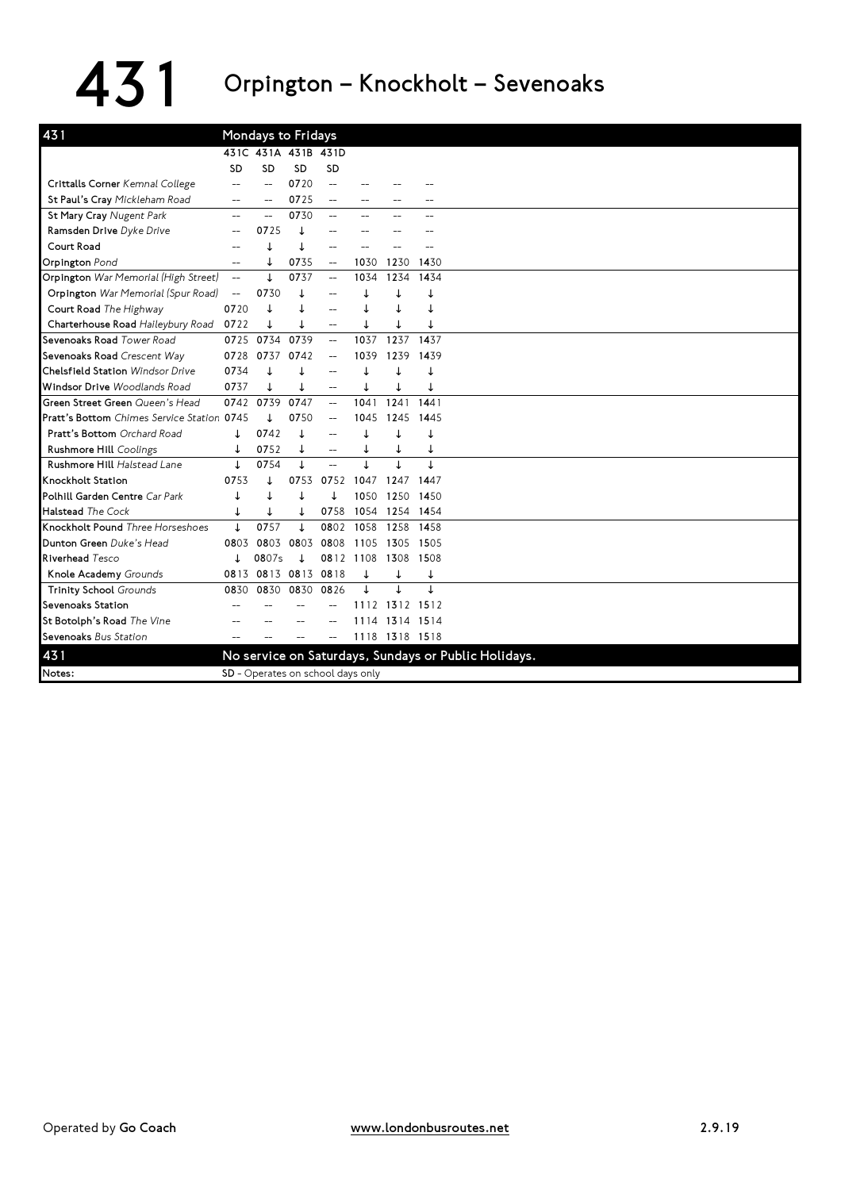# 431 Orpington – Knockholt – Sevenoaks

| 431 | Mondays to Fridays | | | | | | |
|---|---|---|---|---|---|---|---|
| | 431C | 431A | 431B | 431D | | | |
| | SD | SD | SD | SD | | | |
| **Crittalls Corner** *Kemnal College* | -- | -- | 0720 | -- | -- | -- | -- |
| **St Paul's Cray** *Mickleham Road* | -- | -- | 0725 | -- | -- | -- | -- |
| **St Mary Cray** *Nugent Park* | -- | -- | 0730 | -- | -- | -- | -- |
| **Ramsden Drive** *Dyke Drive* | -- | 0725 | ↓ | -- | -- | -- | -- |
| **Court Road** | -- | ↓ | ↓ | -- | -- | -- | -- |
| **Orpington** *Pond* | -- | ↓ | 0735 | -- | 1030 | 1230 | 1430 |
| **Orpington** *War Memorial (High Street)* | -- | ↓ | 0737 | -- | 1034 | 1234 | 1434 |
| **Orpington** *War Memorial (Spur Road)* | -- | 0730 | ↓ | -- | ↓ | ↓ | ↓ |
| **Court Road** *The Highway* | 0720 | ↓ | ↓ | -- | ↓ | ↓ | ↓ |
| **Charterhouse Road** *Haileybury Road* | 0722 | ↓ | ↓ | -- | ↓ | ↓ | ↓ |
| **Sevenoaks Road** *Tower Road* | 0725 | 0734 | 0739 | -- | 1037 | 1237 | 1437 |
| **Sevenoaks Road** *Crescent Way* | 0728 | 0737 | 0742 | -- | 1039 | 1239 | 1439 |
| **Chelsfield Station** *Windsor Drive* | 0734 | ↓ | ↓ | -- | ↓ | ↓ | ↓ |
| **Windsor Drive** *Woodlands Road* | 0737 | ↓ | ↓ | -- | ↓ | ↓ | ↓ |
| **Green Street Green** *Queen's Head* | 0742 | 0739 | 0747 | -- | 1041 | 1241 | 1441 |
| **Pratt's Bottom** *Chimes Service Station* | 0745 | ↓ | 0750 | -- | 1045 | 1245 | 1445 |
| **Pratt's Bottom** *Orchard Road* | ↓ | 0742 | ↓ | -- | ↓ | ↓ | ↓ |
| **Rushmore Hill** *Coolings* | ↓ | 0752 | ↓ | -- | ↓ | ↓ | ↓ |
| **Rushmore Hill** *Halstead Lane* | ↓ | 0754 | ↓ | -- | ↓ | ↓ | ↓ |
| **Knockholt Station** | 0753 | ↓ | 0753 | 0752 | 1047 | 1247 | 1447 |
| **Polhill Garden Centre** *Car Park* | ↓ | ↓ | ↓ | ↓ | 1050 | 1250 | 1450 |
| **Halstead** *The Cock* | ↓ | ↓ | ↓ | 0758 | 1054 | 1254 | 1454 |
| **Knockholt Pound** *Three Horseshoes* | ↓ | 0757 | ↓ | 0802 | 1058 | 1258 | 1458 |
| **Dunton Green** *Duke's Head* | 0803 | 0803 | 0803 | 0808 | 1105 | 1305 | 1505 |
| **Riverhead** *Tesco* | ↓ | 0807s | ↓ | 0812 | 1108 | 1308 | 1508 |
| **Knole Academy** *Grounds* | 0813 | 0813 | 0813 | 0818 | ↓ | ↓ | ↓ |
| **Trinity School** *Grounds* | 0830 | 0830 | 0830 | 0826 | ↓ | ↓ | ↓ |
| **Sevenoaks Station** | -- | -- | -- | -- | 1112 | 1312 | 1512 |
| **St Botolph's Road** *The Vine* | -- | -- | -- | -- | 1114 | 1314 | 1514 |
| **Sevenoaks** *Bus Station* | -- | -- | -- | -- | 1118 | 1318 | 1518 |
| **431** | **No service on Saturdays, Sundays or Public Holidays.** | | | | | | |
| Notes: | SD - Operates on school days only | | | | | | |

Operated by **Go Coach**

www.londonbusroutes.net

2.9.19